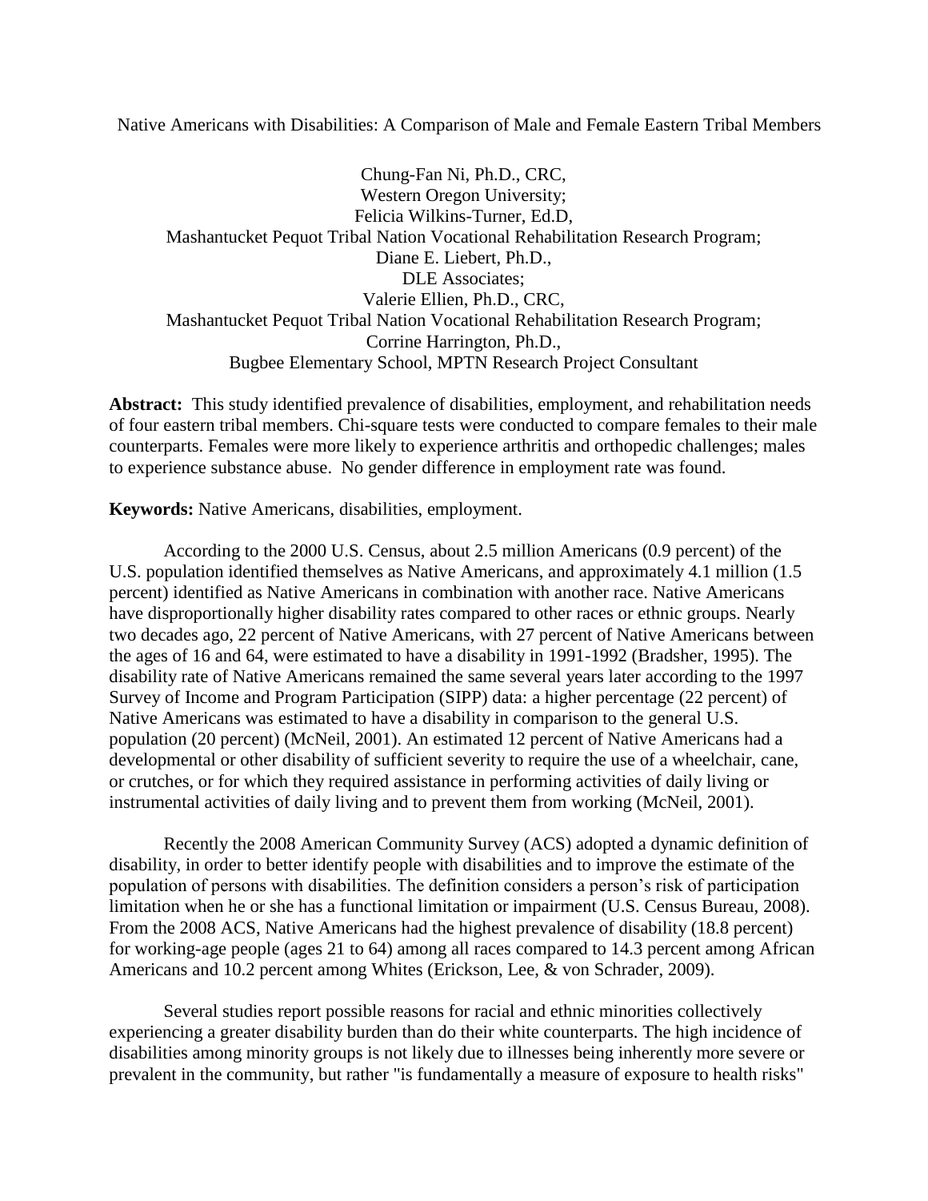# Native Americans with Disabilities: A Comparison of Male and Female Eastern Tribal Members

Chung-Fan Ni, Ph.D., CRC,
Western Oregon University;
Felicia Wilkins-Turner, Ed.D,
Mashantucket Pequot Tribal Nation Vocational Rehabilitation Research Program;
Diane E. Liebert, Ph.D.,
DLE Associates;
Valerie Ellien, Ph.D., CRC,
Mashantucket Pequot Tribal Nation Vocational Rehabilitation Research Program;
Corrine Harrington, Ph.D.,
Bugbee Elementary School, MPTN Research Project Consultant

**Abstract:** This study identified prevalence of disabilities, employment, and rehabilitation needs of four eastern tribal members. Chi-square tests were conducted to compare females to their male counterparts. Females were more likely to experience arthritis and orthopedic challenges; males to experience substance abuse. No gender difference in employment rate was found.

**Keywords:** Native Americans, disabilities, employment.

According to the 2000 U.S. Census, about 2.5 million Americans (0.9 percent) of the U.S. population identified themselves as Native Americans, and approximately 4.1 million (1.5 percent) identified as Native Americans in combination with another race. Native Americans have disproportionally higher disability rates compared to other races or ethnic groups. Nearly two decades ago, 22 percent of Native Americans, with 27 percent of Native Americans between the ages of 16 and 64, were estimated to have a disability in 1991-1992 (Bradsher, 1995). The disability rate of Native Americans remained the same several years later according to the 1997 Survey of Income and Program Participation (SIPP) data: a higher percentage (22 percent) of Native Americans was estimated to have a disability in comparison to the general U.S. population (20 percent) (McNeil, 2001). An estimated 12 percent of Native Americans had a developmental or other disability of sufficient severity to require the use of a wheelchair, cane, or crutches, or for which they required assistance in performing activities of daily living or instrumental activities of daily living and to prevent them from working (McNeil, 2001).

Recently the 2008 American Community Survey (ACS) adopted a dynamic definition of disability, in order to better identify people with disabilities and to improve the estimate of the population of persons with disabilities. The definition considers a person's risk of participation limitation when he or she has a functional limitation or impairment (U.S. Census Bureau, 2008). From the 2008 ACS, Native Americans had the highest prevalence of disability (18.8 percent) for working-age people (ages 21 to 64) among all races compared to 14.3 percent among African Americans and 10.2 percent among Whites (Erickson, Lee, & von Schrader, 2009).

Several studies report possible reasons for racial and ethnic minorities collectively experiencing a greater disability burden than do their white counterparts. The high incidence of disabilities among minority groups is not likely due to illnesses being inherently more severe or prevalent in the community, but rather "is fundamentally a measure of exposure to health risks"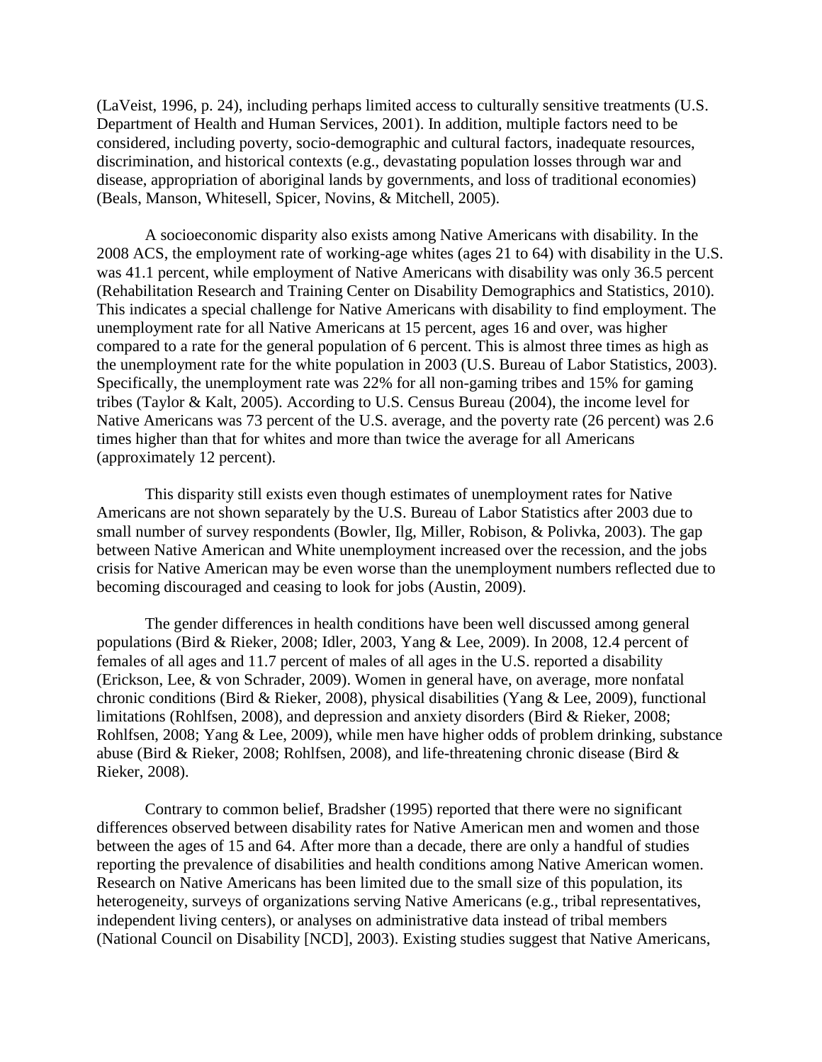(LaVeist, 1996, p. 24), including perhaps limited access to culturally sensitive treatments (U.S. Department of Health and Human Services, 2001). In addition, multiple factors need to be considered, including poverty, socio-demographic and cultural factors, inadequate resources, discrimination, and historical contexts (e.g., devastating population losses through war and disease, appropriation of aboriginal lands by governments, and loss of traditional economies) (Beals, Manson, Whitesell, Spicer, Novins, & Mitchell, 2005).

A socioeconomic disparity also exists among Native Americans with disability. In the 2008 ACS, the employment rate of working-age whites (ages 21 to 64) with disability in the U.S. was 41.1 percent, while employment of Native Americans with disability was only 36.5 percent (Rehabilitation Research and Training Center on Disability Demographics and Statistics, 2010). This indicates a special challenge for Native Americans with disability to find employment. The unemployment rate for all Native Americans at 15 percent, ages 16 and over, was higher compared to a rate for the general population of 6 percent. This is almost three times as high as the unemployment rate for the white population in 2003 (U.S. Bureau of Labor Statistics, 2003). Specifically, the unemployment rate was 22% for all non-gaming tribes and 15% for gaming tribes (Taylor & Kalt, 2005). According to U.S. Census Bureau (2004), the income level for Native Americans was 73 percent of the U.S. average, and the poverty rate (26 percent) was 2.6 times higher than that for whites and more than twice the average for all Americans (approximately 12 percent).

This disparity still exists even though estimates of unemployment rates for Native Americans are not shown separately by the U.S. Bureau of Labor Statistics after 2003 due to small number of survey respondents (Bowler, Ilg, Miller, Robison, & Polivka, 2003). The gap between Native American and White unemployment increased over the recession, and the jobs crisis for Native American may be even worse than the unemployment numbers reflected due to becoming discouraged and ceasing to look for jobs (Austin, 2009).

The gender differences in health conditions have been well discussed among general populations (Bird & Rieker, 2008; Idler, 2003, Yang & Lee, 2009). In 2008, 12.4 percent of females of all ages and 11.7 percent of males of all ages in the U.S. reported a disability (Erickson, Lee, & von Schrader, 2009). Women in general have, on average, more nonfatal chronic conditions (Bird & Rieker, 2008), physical disabilities (Yang & Lee, 2009), functional limitations (Rohlfsen, 2008), and depression and anxiety disorders (Bird & Rieker, 2008; Rohlfsen, 2008; Yang & Lee, 2009), while men have higher odds of problem drinking, substance abuse (Bird & Rieker, 2008; Rohlfsen, 2008), and life-threatening chronic disease (Bird & Rieker, 2008).

Contrary to common belief, Bradsher (1995) reported that there were no significant differences observed between disability rates for Native American men and women and those between the ages of 15 and 64. After more than a decade, there are only a handful of studies reporting the prevalence of disabilities and health conditions among Native American women. Research on Native Americans has been limited due to the small size of this population, its heterogeneity, surveys of organizations serving Native Americans (e.g., tribal representatives, independent living centers), or analyses on administrative data instead of tribal members (National Council on Disability [NCD], 2003). Existing studies suggest that Native Americans,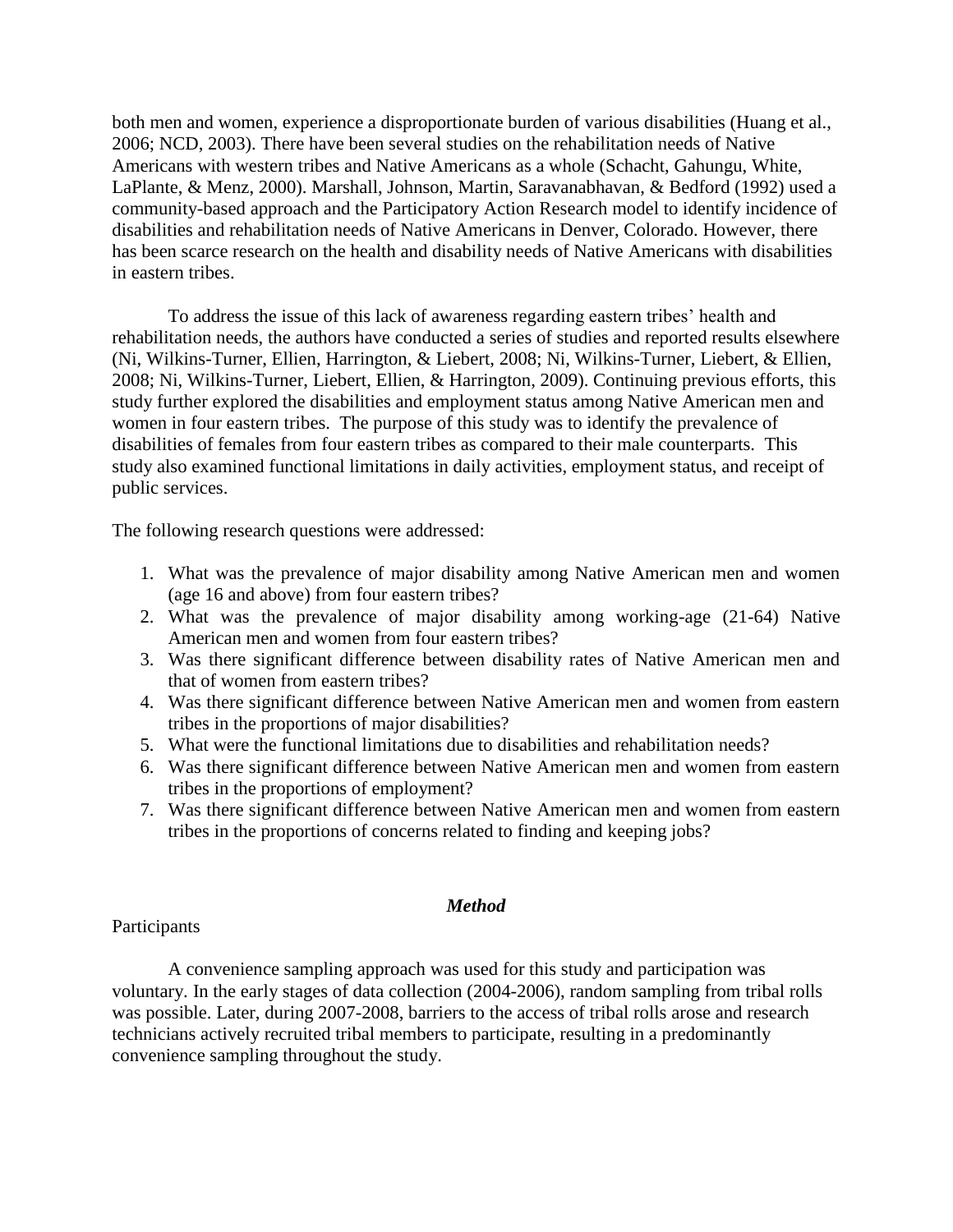both men and women, experience a disproportionate burden of various disabilities (Huang et al., 2006; NCD, 2003). There have been several studies on the rehabilitation needs of Native Americans with western tribes and Native Americans as a whole (Schacht, Gahungu, White, LaPlante, & Menz, 2000). Marshall, Johnson, Martin, Saravanabhavan, & Bedford (1992) used a community-based approach and the Participatory Action Research model to identify incidence of disabilities and rehabilitation needs of Native Americans in Denver, Colorado. However, there has been scarce research on the health and disability needs of Native Americans with disabilities in eastern tribes.

To address the issue of this lack of awareness regarding eastern tribes' health and rehabilitation needs, the authors have conducted a series of studies and reported results elsewhere (Ni, Wilkins-Turner, Ellien, Harrington, & Liebert, 2008; Ni, Wilkins-Turner, Liebert, & Ellien, 2008; Ni, Wilkins-Turner, Liebert, Ellien, & Harrington, 2009). Continuing previous efforts, this study further explored the disabilities and employment status among Native American men and women in four eastern tribes. The purpose of this study was to identify the prevalence of disabilities of females from four eastern tribes as compared to their male counterparts. This study also examined functional limitations in daily activities, employment status, and receipt of public services.

The following research questions were addressed:

1. What was the prevalence of major disability among Native American men and women (age 16 and above) from four eastern tribes?
2. What was the prevalence of major disability among working-age (21-64) Native American men and women from four eastern tribes?
3. Was there significant difference between disability rates of Native American men and that of women from eastern tribes?
4. Was there significant difference between Native American men and women from eastern tribes in the proportions of major disabilities?
5. What were the functional limitations due to disabilities and rehabilitation needs?
6. Was there significant difference between Native American men and women from eastern tribes in the proportions of employment?
7. Was there significant difference between Native American men and women from eastern tribes in the proportions of concerns related to finding and keeping jobs?

## *Method*

Participants

A convenience sampling approach was used for this study and participation was voluntary. In the early stages of data collection (2004-2006), random sampling from tribal rolls was possible. Later, during 2007-2008, barriers to the access of tribal rolls arose and research technicians actively recruited tribal members to participate, resulting in a predominantly convenience sampling throughout the study.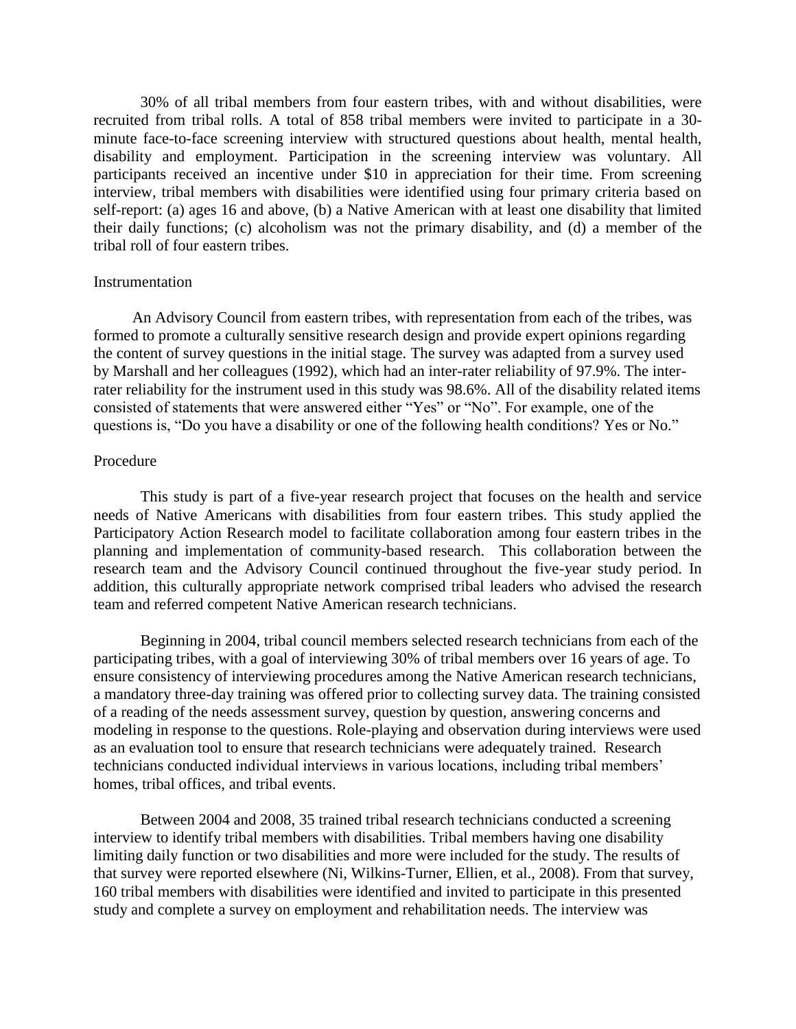30% of all tribal members from four eastern tribes, with and without disabilities, were recruited from tribal rolls. A total of 858 tribal members were invited to participate in a 30-minute face-to-face screening interview with structured questions about health, mental health, disability and employment. Participation in the screening interview was voluntary. All participants received an incentive under $10 in appreciation for their time. From screening interview, tribal members with disabilities were identified using four primary criteria based on self-report: (a) ages 16 and above, (b) a Native American with at least one disability that limited their daily functions; (c) alcoholism was not the primary disability, and (d) a member of the tribal roll of four eastern tribes.

## Instrumentation

An Advisory Council from eastern tribes, with representation from each of the tribes, was formed to promote a culturally sensitive research design and provide expert opinions regarding the content of survey questions in the initial stage. The survey was adapted from a survey used by Marshall and her colleagues (1992), which had an inter-rater reliability of 97.9%. The inter-rater reliability for the instrument used in this study was 98.6%. All of the disability related items consisted of statements that were answered either "Yes" or "No". For example, one of the questions is, "Do you have a disability or one of the following health conditions? Yes or No."

## Procedure

This study is part of a five-year research project that focuses on the health and service needs of Native Americans with disabilities from four eastern tribes. This study applied the Participatory Action Research model to facilitate collaboration among four eastern tribes in the planning and implementation of community-based research. This collaboration between the research team and the Advisory Council continued throughout the five-year study period. In addition, this culturally appropriate network comprised tribal leaders who advised the research team and referred competent Native American research technicians.

Beginning in 2004, tribal council members selected research technicians from each of the participating tribes, with a goal of interviewing 30% of tribal members over 16 years of age. To ensure consistency of interviewing procedures among the Native American research technicians, a mandatory three-day training was offered prior to collecting survey data. The training consisted of a reading of the needs assessment survey, question by question, answering concerns and modeling in response to the questions. Role-playing and observation during interviews were used as an evaluation tool to ensure that research technicians were adequately trained. Research technicians conducted individual interviews in various locations, including tribal members' homes, tribal offices, and tribal events.

Between 2004 and 2008, 35 trained tribal research technicians conducted a screening interview to identify tribal members with disabilities. Tribal members having one disability limiting daily function or two disabilities and more were included for the study. The results of that survey were reported elsewhere (Ni, Wilkins-Turner, Ellien, et al., 2008). From that survey, 160 tribal members with disabilities were identified and invited to participate in this presented study and complete a survey on employment and rehabilitation needs. The interview was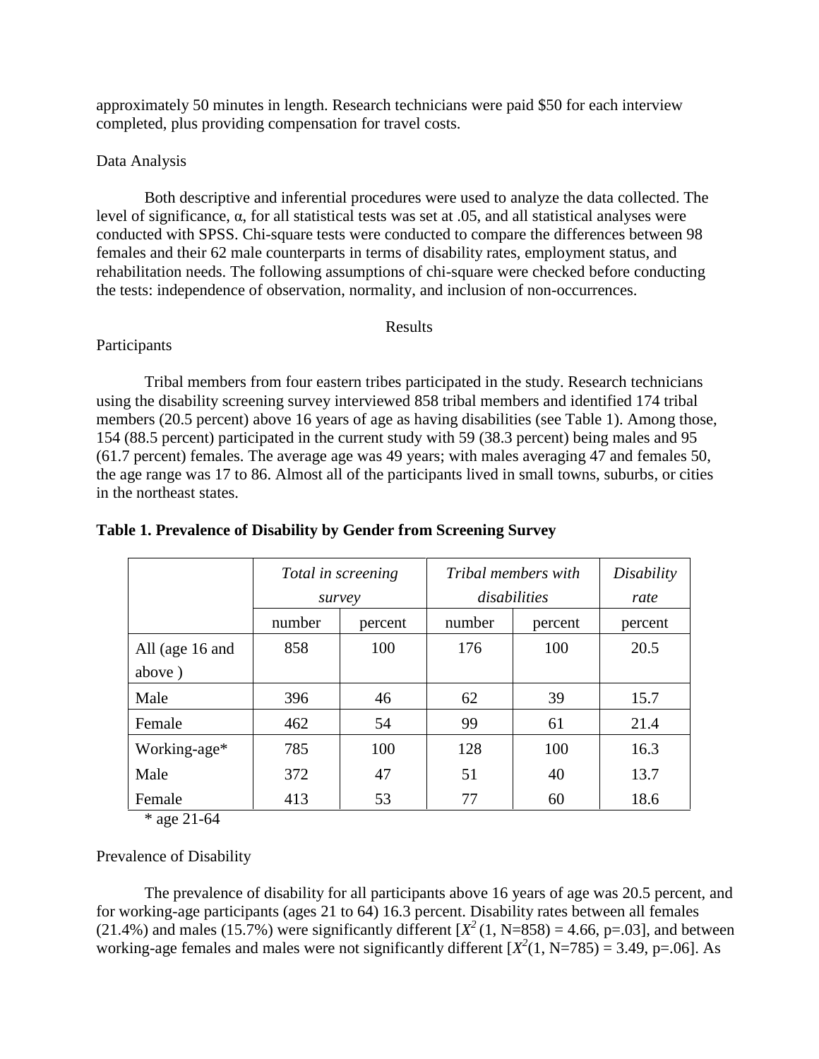approximately 50 minutes in length. Research technicians were paid $50 for each interview completed, plus providing compensation for travel costs.

Data Analysis

Both descriptive and inferential procedures were used to analyze the data collected. The level of significance, α, for all statistical tests was set at .05, and all statistical analyses were conducted with SPSS. Chi-square tests were conducted to compare the differences between 98 females and their 62 male counterparts in terms of disability rates, employment status, and rehabilitation needs. The following assumptions of chi-square were checked before conducting the tests: independence of observation, normality, and inclusion of non-occurrences.

## Results

Participants

Tribal members from four eastern tribes participated in the study. Research technicians using the disability screening survey interviewed 858 tribal members and identified 174 tribal members (20.5 percent) above 16 years of age as having disabilities (see Table 1). Among those, 154 (88.5 percent) participated in the current study with 59 (38.3 percent) being males and 95 (61.7 percent) females. The average age was 49 years; with males averaging 47 and females 50, the age range was 17 to 86. Almost all of the participants lived in small towns, suburbs, or cities in the northeast states.

**Table 1. Prevalence of Disability by Gender from Screening Survey**

| | *Total in screening survey* | | *Tribal members with disabilities* | | *Disability rate* |
|---|---|---|---|---|---|
| | number | percent | number | percent | percent |
| All (age 16 and above ) | 858 | 100 | 176 | 100 | 20.5 |
| Male | 396 | 46 | 62 | 39 | 15.7 |
| Female | 462 | 54 | 99 | 61 | 21.4 |
| Working-age* | 785 | 100 | 128 | 100 | 16.3 |
| Male | 372 | 47 | 51 | 40 | 13.7 |
| Female | 413 | 53 | 77 | 60 | 18.6 |

\* age 21-64

Prevalence of Disability

The prevalence of disability for all participants above 16 years of age was 20.5 percent, and for working-age participants (ages 21 to 64) 16.3 percent. Disability rates between all females (21.4%) and males (15.7%) were significantly different [$X^2$ (1, N=858) = 4.66, p=.03], and between working-age females and males were not significantly different [$X^2$(1, N=785) = 3.49, p=.06]. As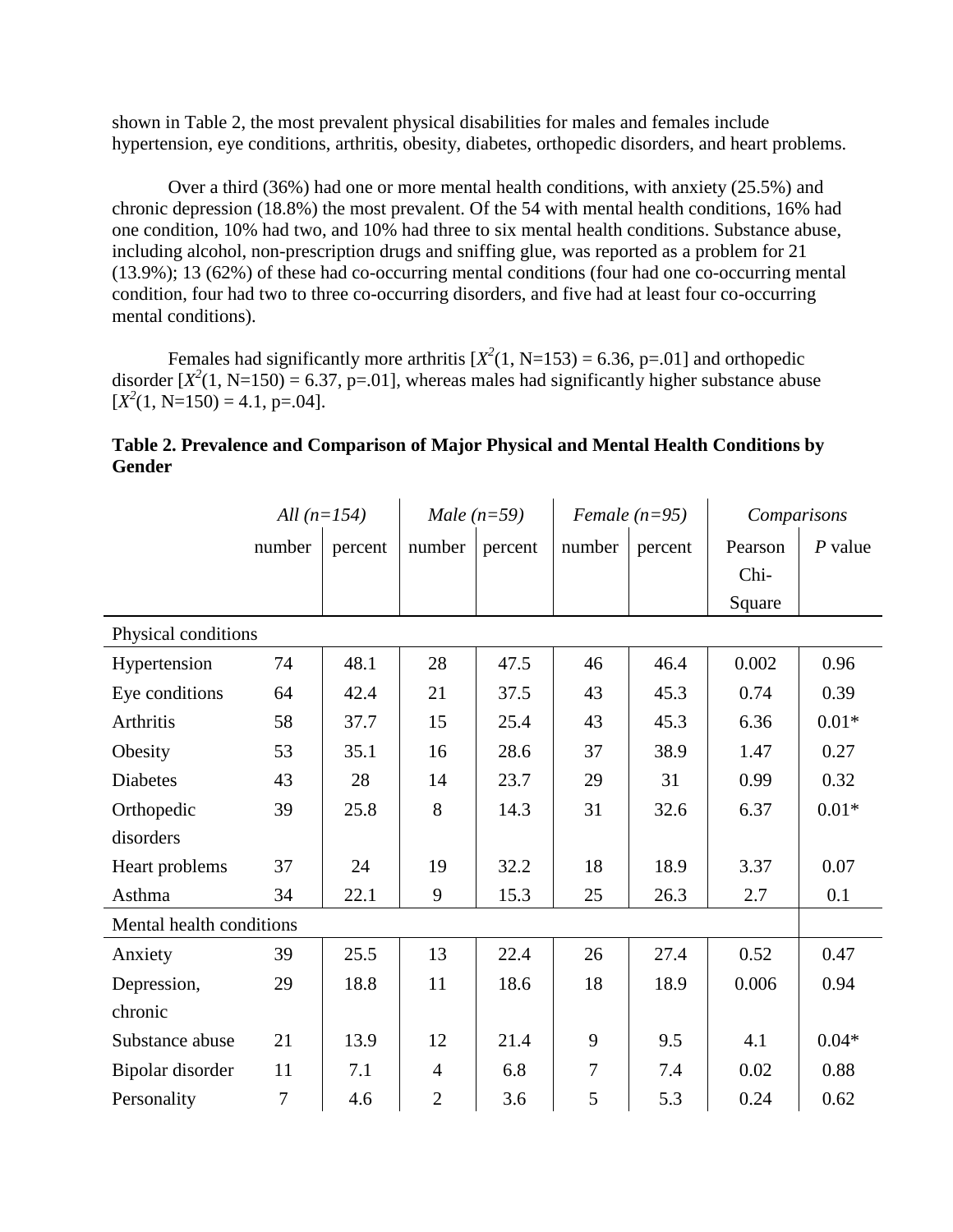shown in Table 2, the most prevalent physical disabilities for males and females include hypertension, eye conditions, arthritis, obesity, diabetes, orthopedic disorders, and heart problems.

Over a third (36%) had one or more mental health conditions, with anxiety (25.5%) and chronic depression (18.8%) the most prevalent. Of the 54 with mental health conditions, 16% had one condition, 10% had two, and 10% had three to six mental health conditions. Substance abuse, including alcohol, non-prescription drugs and sniffing glue, was reported as a problem for 21 (13.9%); 13 (62%) of these had co-occurring mental conditions (four had one co-occurring mental condition, four had two to three co-occurring disorders, and five had at least four co-occurring mental conditions).

Females had significantly more arthritis [$X^2(1, N=153) = 6.36, p=.01$] and orthopedic disorder [$X^2(1, N=150) = 6.37, p=.01$], whereas males had significantly higher substance abuse [$X^2(1, N=150) = 4.1, p=.04$].

**Table 2. Prevalence and Comparison of Major Physical and Mental Health Conditions by Gender**

| | *All (n=154)* | | *Male (n=59)* | | *Female (n=95)* | | *Comparisons* | |
|---|---|---|---|---|---|---|---|---|
| | number | percent | number | percent | number | percent | Pearson Chi-Square | *P* value |
| Physical conditions | | | | | | | | |
| Hypertension | 74 | 48.1 | 28 | 47.5 | 46 | 46.4 | 0.002 | 0.96 |
| Eye conditions | 64 | 42.4 | 21 | 37.5 | 43 | 45.3 | 0.74 | 0.39 |
| Arthritis | 58 | 37.7 | 15 | 25.4 | 43 | 45.3 | 6.36 | 0.01* |
| Obesity | 53 | 35.1 | 16 | 28.6 | 37 | 38.9 | 1.47 | 0.27 |
| Diabetes | 43 | 28 | 14 | 23.7 | 29 | 31 | 0.99 | 0.32 |
| Orthopedic disorders | 39 | 25.8 | 8 | 14.3 | 31 | 32.6 | 6.37 | 0.01* |
| Heart problems | 37 | 24 | 19 | 32.2 | 18 | 18.9 | 3.37 | 0.07 |
| Asthma | 34 | 22.1 | 9 | 15.3 | 25 | 26.3 | 2.7 | 0.1 |
| Mental health conditions | | | | | | | | |
| Anxiety | 39 | 25.5 | 13 | 22.4 | 26 | 27.4 | 0.52 | 0.47 |
| Depression, chronic | 29 | 18.8 | 11 | 18.6 | 18 | 18.9 | 0.006 | 0.94 |
| Substance abuse | 21 | 13.9 | 12 | 21.4 | 9 | 9.5 | 4.1 | 0.04* |
| Bipolar disorder | 11 | 7.1 | 4 | 6.8 | 7 | 7.4 | 0.02 | 0.88 |
| Personality | 7 | 4.6 | 2 | 3.6 | 5 | 5.3 | 0.24 | 0.62 |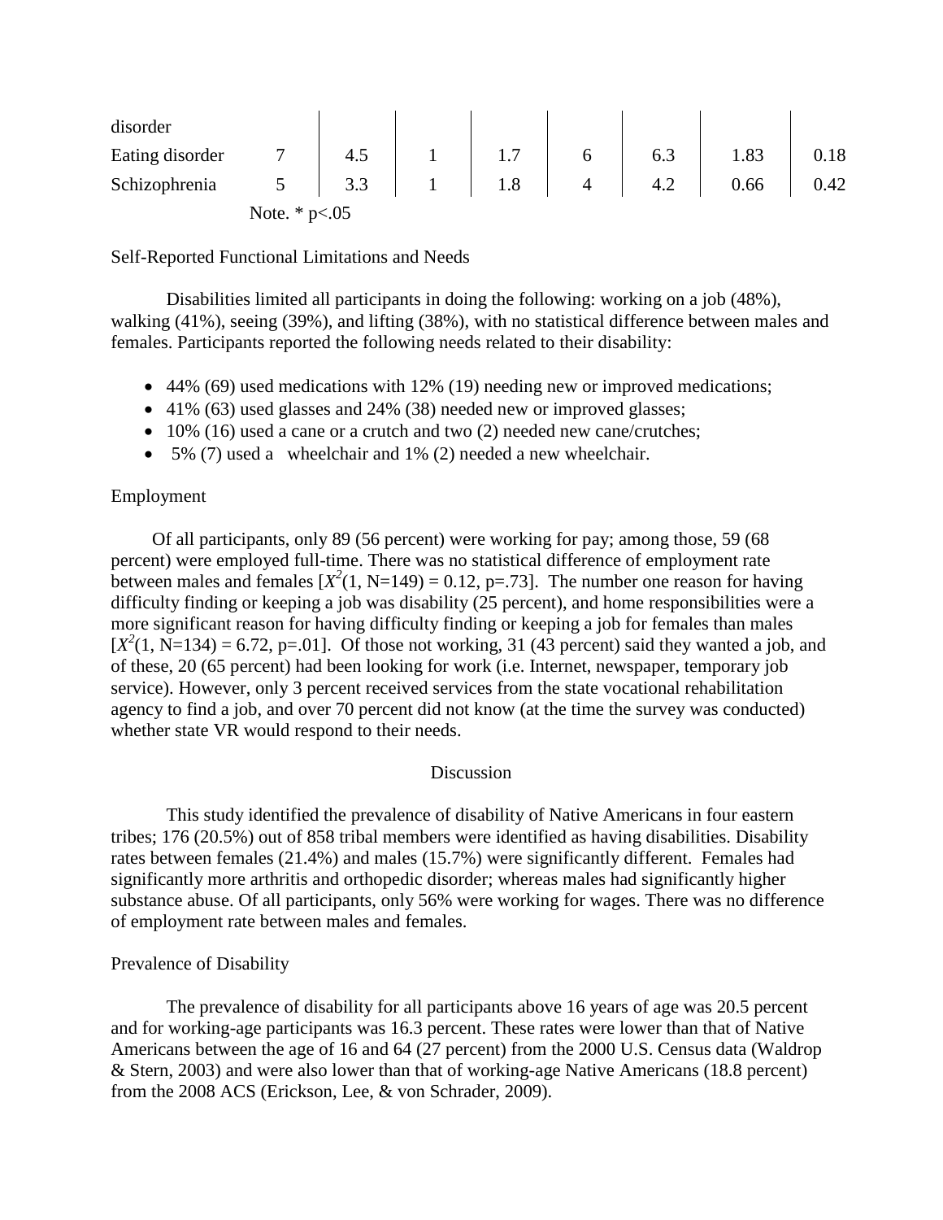| | | | | | | | | |
|---|---|---|---|---|---|---|---|---|
| disorder | | | | | | | | |
| Eating disorder | 7 | 4.5 | 1 | 1.7 | 6 | 6.3 | 1.83 | 0.18 |
| Schizophrenia | 5 | 3.3 | 1 | 1.8 | 4 | 4.2 | 0.66 | 0.42 |

Note. * p<.05

Self-Reported Functional Limitations and Needs

Disabilities limited all participants in doing the following: working on a job (48%), walking (41%), seeing (39%), and lifting (38%), with no statistical difference between males and females. Participants reported the following needs related to their disability:

- 44% (69) used medications with 12% (19) needing new or improved medications;
- 41% (63) used glasses and 24% (38) needed new or improved glasses;
- 10% (16) used a cane or a crutch and two (2) needed new cane/crutches;
- 5% (7) used a wheelchair and 1% (2) needed a new wheelchair.

Employment

Of all participants, only 89 (56 percent) were working for pay; among those, 59 (68 percent) were employed full-time. There was no statistical difference of employment rate between males and females [$X^2(1, N=149) = 0.12, p=.73$]. The number one reason for having difficulty finding or keeping a job was disability (25 percent), and home responsibilities were a more significant reason for having difficulty finding or keeping a job for females than males [$X^2(1, N=134) = 6.72, p=.01$]. Of those not working, 31 (43 percent) said they wanted a job, and of these, 20 (65 percent) had been looking for work (i.e. Internet, newspaper, temporary job service). However, only 3 percent received services from the state vocational rehabilitation agency to find a job, and over 70 percent did not know (at the time the survey was conducted) whether state VR would respond to their needs.

## Discussion

This study identified the prevalence of disability of Native Americans in four eastern tribes; 176 (20.5%) out of 858 tribal members were identified as having disabilities. Disability rates between females (21.4%) and males (15.7%) were significantly different. Females had significantly more arthritis and orthopedic disorder; whereas males had significantly higher substance abuse. Of all participants, only 56% were working for wages. There was no difference of employment rate between males and females.

Prevalence of Disability

The prevalence of disability for all participants above 16 years of age was 20.5 percent and for working-age participants was 16.3 percent. These rates were lower than that of Native Americans between the age of 16 and 64 (27 percent) from the 2000 U.S. Census data (Waldrop & Stern, 2003) and were also lower than that of working-age Native Americans (18.8 percent) from the 2008 ACS (Erickson, Lee, & von Schrader, 2009).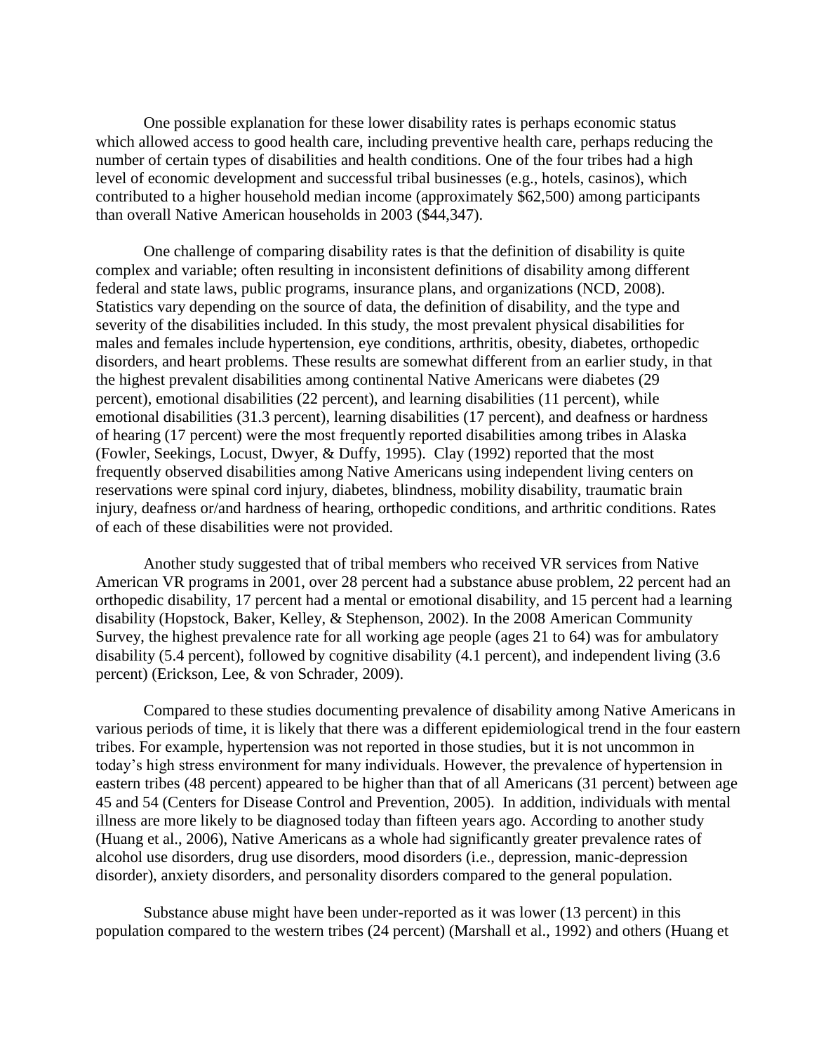One possible explanation for these lower disability rates is perhaps economic status which allowed access to good health care, including preventive health care, perhaps reducing the number of certain types of disabilities and health conditions. One of the four tribes had a high level of economic development and successful tribal businesses (e.g., hotels, casinos), which contributed to a higher household median income (approximately $62,500) among participants than overall Native American households in 2003 ($44,347).

One challenge of comparing disability rates is that the definition of disability is quite complex and variable; often resulting in inconsistent definitions of disability among different federal and state laws, public programs, insurance plans, and organizations (NCD, 2008). Statistics vary depending on the source of data, the definition of disability, and the type and severity of the disabilities included. In this study, the most prevalent physical disabilities for males and females include hypertension, eye conditions, arthritis, obesity, diabetes, orthopedic disorders, and heart problems. These results are somewhat different from an earlier study, in that the highest prevalent disabilities among continental Native Americans were diabetes (29 percent), emotional disabilities (22 percent), and learning disabilities (11 percent), while emotional disabilities (31.3 percent), learning disabilities (17 percent), and deafness or hardness of hearing (17 percent) were the most frequently reported disabilities among tribes in Alaska (Fowler, Seekings, Locust, Dwyer, & Duffy, 1995). Clay (1992) reported that the most frequently observed disabilities among Native Americans using independent living centers on reservations were spinal cord injury, diabetes, blindness, mobility disability, traumatic brain injury, deafness or/and hardness of hearing, orthopedic conditions, and arthritic conditions. Rates of each of these disabilities were not provided.

Another study suggested that of tribal members who received VR services from Native American VR programs in 2001, over 28 percent had a substance abuse problem, 22 percent had an orthopedic disability, 17 percent had a mental or emotional disability, and 15 percent had a learning disability (Hopstock, Baker, Kelley, & Stephenson, 2002). In the 2008 American Community Survey, the highest prevalence rate for all working age people (ages 21 to 64) was for ambulatory disability (5.4 percent), followed by cognitive disability (4.1 percent), and independent living (3.6 percent) (Erickson, Lee, & von Schrader, 2009).

Compared to these studies documenting prevalence of disability among Native Americans in various periods of time, it is likely that there was a different epidemiological trend in the four eastern tribes. For example, hypertension was not reported in those studies, but it is not uncommon in today's high stress environment for many individuals. However, the prevalence of hypertension in eastern tribes (48 percent) appeared to be higher than that of all Americans (31 percent) between age 45 and 54 (Centers for Disease Control and Prevention, 2005). In addition, individuals with mental illness are more likely to be diagnosed today than fifteen years ago. According to another study (Huang et al., 2006), Native Americans as a whole had significantly greater prevalence rates of alcohol use disorders, drug use disorders, mood disorders (i.e., depression, manic-depression disorder), anxiety disorders, and personality disorders compared to the general population.

Substance abuse might have been under-reported as it was lower (13 percent) in this population compared to the western tribes (24 percent) (Marshall et al., 1992) and others (Huang et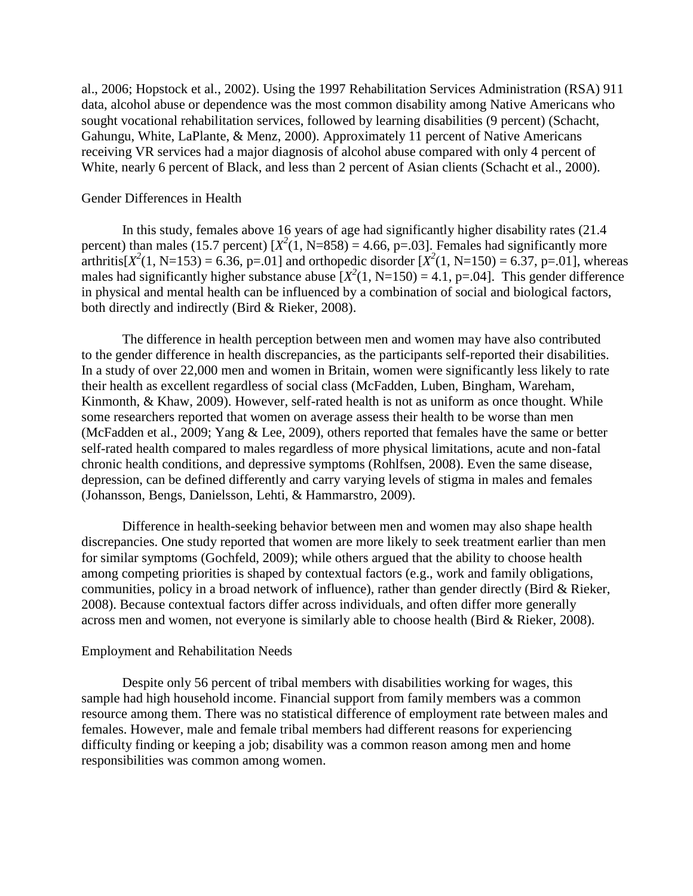al., 2006; Hopstock et al., 2002). Using the 1997 Rehabilitation Services Administration (RSA) 911 data, alcohol abuse or dependence was the most common disability among Native Americans who sought vocational rehabilitation services, followed by learning disabilities (9 percent) (Schacht, Gahungu, White, LaPlante, & Menz, 2000). Approximately 11 percent of Native Americans receiving VR services had a major diagnosis of alcohol abuse compared with only 4 percent of White, nearly 6 percent of Black, and less than 2 percent of Asian clients (Schacht et al., 2000).

## Gender Differences in Health

In this study, females above 16 years of age had significantly higher disability rates (21.4 percent) than males (15.7 percent) [$X^2(1, N=858) = 4.66, p=.03$]. Females had significantly more arthritis[$X^2(1, N=153) = 6.36, p=.01$] and orthopedic disorder [$X^2(1, N=150) = 6.37, p=.01$], whereas males had significantly higher substance abuse [$X^2(1, N=150) = 4.1, p=.04$]. This gender difference in physical and mental health can be influenced by a combination of social and biological factors, both directly and indirectly (Bird & Rieker, 2008).

The difference in health perception between men and women may have also contributed to the gender difference in health discrepancies, as the participants self-reported their disabilities. In a study of over 22,000 men and women in Britain, women were significantly less likely to rate their health as excellent regardless of social class (McFadden, Luben, Bingham, Wareham, Kinmonth, & Khaw, 2009). However, self-rated health is not as uniform as once thought. While some researchers reported that women on average assess their health to be worse than men (McFadden et al., 2009; Yang & Lee, 2009), others reported that females have the same or better self-rated health compared to males regardless of more physical limitations, acute and non-fatal chronic health conditions, and depressive symptoms (Rohlfsen, 2008). Even the same disease, depression, can be defined differently and carry varying levels of stigma in males and females (Johansson, Bengs, Danielsson, Lehti, & Hammarstro, 2009).

Difference in health-seeking behavior between men and women may also shape health discrepancies. One study reported that women are more likely to seek treatment earlier than men for similar symptoms (Gochfeld, 2009); while others argued that the ability to choose health among competing priorities is shaped by contextual factors (e.g., work and family obligations, communities, policy in a broad network of influence), rather than gender directly (Bird & Rieker, 2008). Because contextual factors differ across individuals, and often differ more generally across men and women, not everyone is similarly able to choose health (Bird & Rieker, 2008).

## Employment and Rehabilitation Needs

Despite only 56 percent of tribal members with disabilities working for wages, this sample had high household income. Financial support from family members was a common resource among them. There was no statistical difference of employment rate between males and females. However, male and female tribal members had different reasons for experiencing difficulty finding or keeping a job; disability was a common reason among men and home responsibilities was common among women.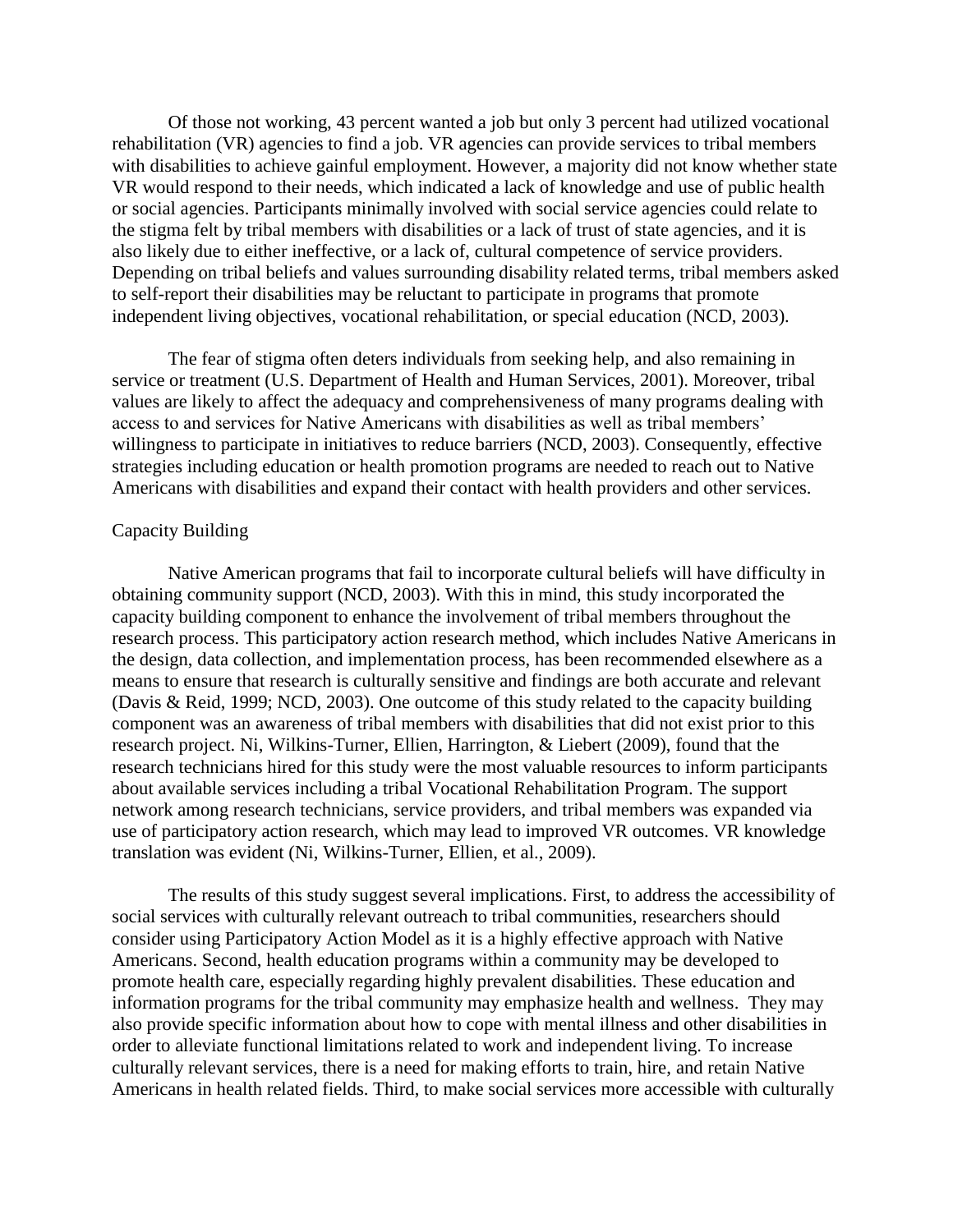Of those not working, 43 percent wanted a job but only 3 percent had utilized vocational rehabilitation (VR) agencies to find a job. VR agencies can provide services to tribal members with disabilities to achieve gainful employment. However, a majority did not know whether state VR would respond to their needs, which indicated a lack of knowledge and use of public health or social agencies. Participants minimally involved with social service agencies could relate to the stigma felt by tribal members with disabilities or a lack of trust of state agencies, and it is also likely due to either ineffective, or a lack of, cultural competence of service providers. Depending on tribal beliefs and values surrounding disability related terms, tribal members asked to self-report their disabilities may be reluctant to participate in programs that promote independent living objectives, vocational rehabilitation, or special education (NCD, 2003).

The fear of stigma often deters individuals from seeking help, and also remaining in service or treatment (U.S. Department of Health and Human Services, 2001). Moreover, tribal values are likely to affect the adequacy and comprehensiveness of many programs dealing with access to and services for Native Americans with disabilities as well as tribal members' willingness to participate in initiatives to reduce barriers (NCD, 2003). Consequently, effective strategies including education or health promotion programs are needed to reach out to Native Americans with disabilities and expand their contact with health providers and other services.

## Capacity Building

Native American programs that fail to incorporate cultural beliefs will have difficulty in obtaining community support (NCD, 2003). With this in mind, this study incorporated the capacity building component to enhance the involvement of tribal members throughout the research process. This participatory action research method, which includes Native Americans in the design, data collection, and implementation process, has been recommended elsewhere as a means to ensure that research is culturally sensitive and findings are both accurate and relevant (Davis & Reid, 1999; NCD, 2003). One outcome of this study related to the capacity building component was an awareness of tribal members with disabilities that did not exist prior to this research project. Ni, Wilkins-Turner, Ellien, Harrington, & Liebert (2009), found that the research technicians hired for this study were the most valuable resources to inform participants about available services including a tribal Vocational Rehabilitation Program. The support network among research technicians, service providers, and tribal members was expanded via use of participatory action research, which may lead to improved VR outcomes. VR knowledge translation was evident (Ni, Wilkins-Turner, Ellien, et al., 2009).

The results of this study suggest several implications. First, to address the accessibility of social services with culturally relevant outreach to tribal communities, researchers should consider using Participatory Action Model as it is a highly effective approach with Native Americans. Second, health education programs within a community may be developed to promote health care, especially regarding highly prevalent disabilities. These education and information programs for the tribal community may emphasize health and wellness. They may also provide specific information about how to cope with mental illness and other disabilities in order to alleviate functional limitations related to work and independent living. To increase culturally relevant services, there is a need for making efforts to train, hire, and retain Native Americans in health related fields. Third, to make social services more accessible with culturally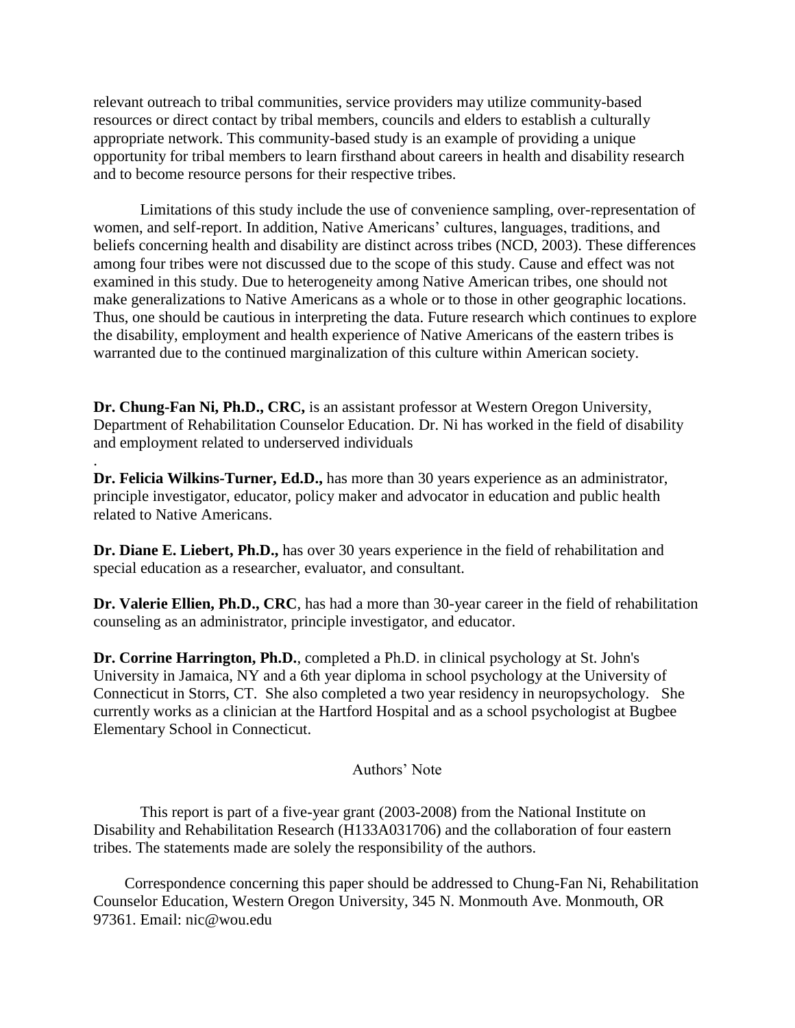relevant outreach to tribal communities, service providers may utilize community-based resources or direct contact by tribal members, councils and elders to establish a culturally appropriate network. This community-based study is an example of providing a unique opportunity for tribal members to learn firsthand about careers in health and disability research and to become resource persons for their respective tribes.

Limitations of this study include the use of convenience sampling, over-representation of women, and self-report. In addition, Native Americans' cultures, languages, traditions, and beliefs concerning health and disability are distinct across tribes (NCD, 2003). These differences among four tribes were not discussed due to the scope of this study. Cause and effect was not examined in this study. Due to heterogeneity among Native American tribes, one should not make generalizations to Native Americans as a whole or to those in other geographic locations. Thus, one should be cautious in interpreting the data. Future research which continues to explore the disability, employment and health experience of Native Americans of the eastern tribes is warranted due to the continued marginalization of this culture within American society.

**Dr. Chung-Fan Ni, Ph.D., CRC,** is an assistant professor at Western Oregon University, Department of Rehabilitation Counselor Education. Dr. Ni has worked in the field of disability and employment related to underserved individuals

.
**Dr. Felicia Wilkins-Turner, Ed.D.,** has more than 30 years experience as an administrator, principle investigator, educator, policy maker and advocator in education and public health related to Native Americans.

**Dr. Diane E. Liebert, Ph.D.,** has over 30 years experience in the field of rehabilitation and special education as a researcher, evaluator, and consultant.

**Dr. Valerie Ellien, Ph.D., CRC**, has had a more than 30-year career in the field of rehabilitation counseling as an administrator, principle investigator, and educator.

**Dr. Corrine Harrington, Ph.D.**, completed a Ph.D. in clinical psychology at St. John's University in Jamaica, NY and a 6th year diploma in school psychology at the University of Connecticut in Storrs, CT. She also completed a two year residency in neuropsychology. She currently works as a clinician at the Hartford Hospital and as a school psychologist at Bugbee Elementary School in Connecticut.

Authors' Note

This report is part of a five-year grant (2003-2008) from the National Institute on Disability and Rehabilitation Research (H133A031706) and the collaboration of four eastern tribes. The statements made are solely the responsibility of the authors.

Correspondence concerning this paper should be addressed to Chung-Fan Ni, Rehabilitation Counselor Education, Western Oregon University, 345 N. Monmouth Ave. Monmouth, OR 97361. Email: nic@wou.edu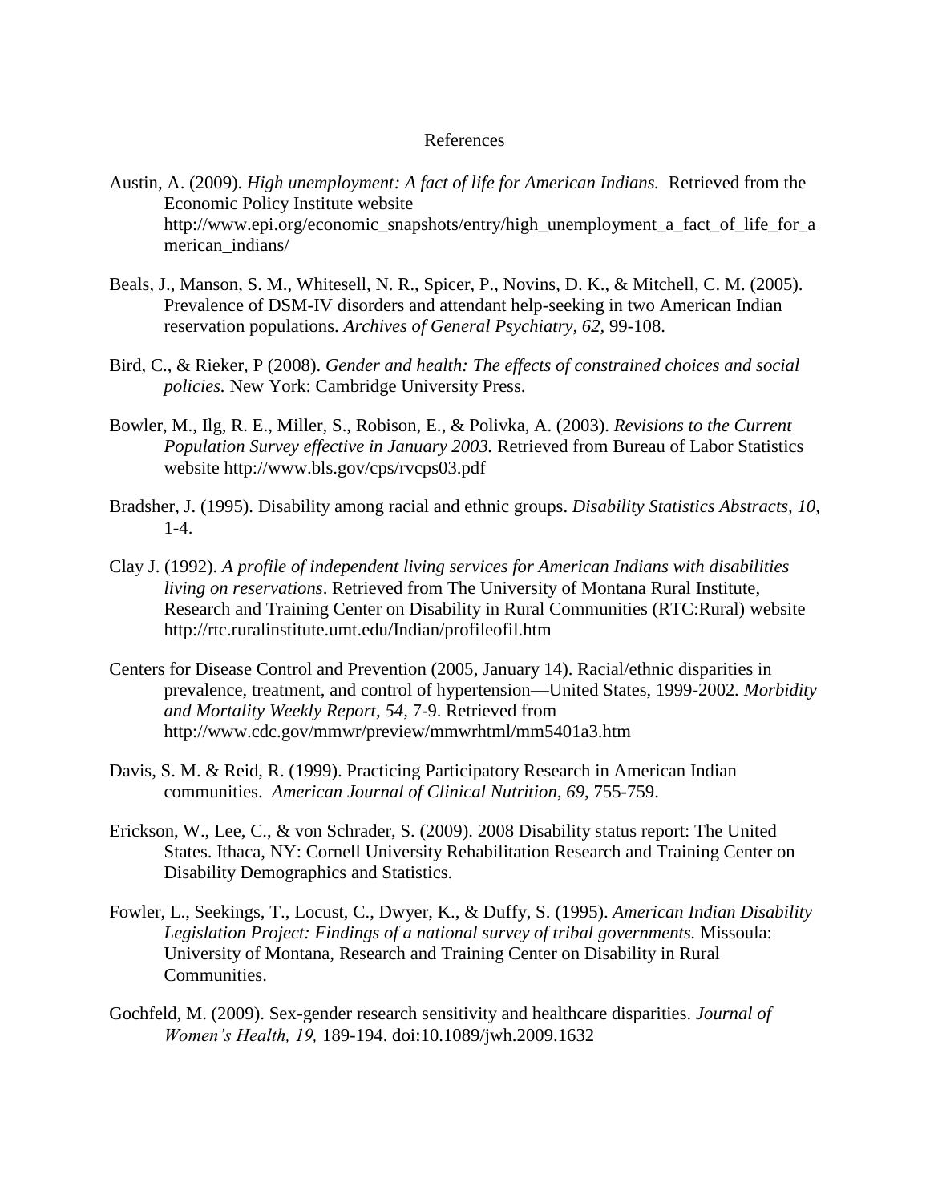# References

Austin, A. (2009). *High unemployment: A fact of life for American Indians.* Retrieved from the Economic Policy Institute website http://www.epi.org/economic_snapshots/entry/high_unemployment_a_fact_of_life_for_american_indians/

Beals, J., Manson, S. M., Whitesell, N. R., Spicer, P., Novins, D. K., & Mitchell, C. M. (2005). Prevalence of DSM-IV disorders and attendant help-seeking in two American Indian reservation populations. *Archives of General Psychiatry, 62,* 99-108.

Bird, C., & Rieker, P (2008). *Gender and health: The effects of constrained choices and social policies.* New York: Cambridge University Press.

Bowler, M., Ilg, R. E., Miller, S., Robison, E., & Polivka, A. (2003). *Revisions to the Current Population Survey effective in January 2003.* Retrieved from Bureau of Labor Statistics website http://www.bls.gov/cps/rvcps03.pdf

Bradsher, J. (1995). Disability among racial and ethnic groups. *Disability Statistics Abstracts, 10,* 1-4.

Clay J. (1992). *A profile of independent living services for American Indians with disabilities living on reservations*. Retrieved from The University of Montana Rural Institute, Research and Training Center on Disability in Rural Communities (RTC:Rural) website http://rtc.ruralinstitute.umt.edu/Indian/profileofil.htm

Centers for Disease Control and Prevention (2005, January 14). Racial/ethnic disparities in prevalence, treatment, and control of hypertension—United States, 1999-2002. *Morbidity and Mortality Weekly Report, 54,* 7-9. Retrieved from http://www.cdc.gov/mmwr/preview/mmwrhtml/mm5401a3.htm

Davis, S. M. & Reid, R. (1999). Practicing Participatory Research in American Indian communities. *American Journal of Clinical Nutrition, 69,* 755-759.

Erickson, W., Lee, C., & von Schrader, S. (2009). 2008 Disability status report: The United States. Ithaca, NY: Cornell University Rehabilitation Research and Training Center on Disability Demographics and Statistics.

Fowler, L., Seekings, T., Locust, C., Dwyer, K., & Duffy, S. (1995). *American Indian Disability Legislation Project: Findings of a national survey of tribal governments.* Missoula: University of Montana, Research and Training Center on Disability in Rural Communities.

Gochfeld, M. (2009). Sex-gender research sensitivity and healthcare disparities. *Journal of Women's Health, 19,* 189-194. doi:10.1089/jwh.2009.1632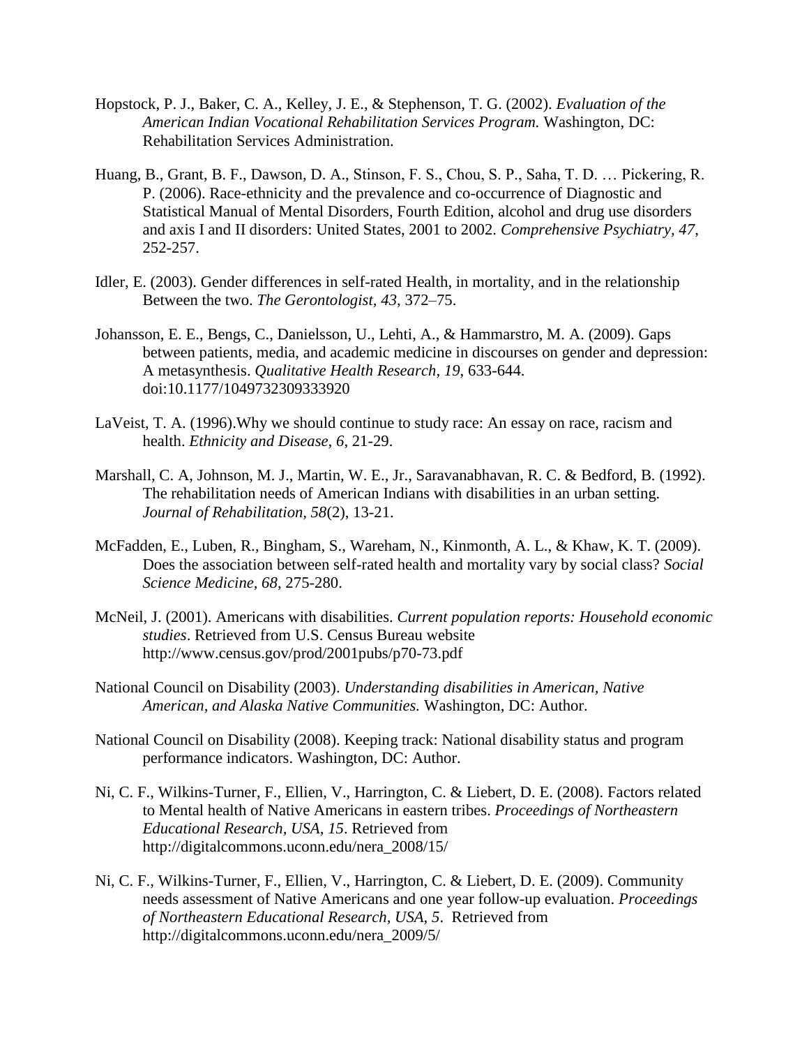Hopstock, P. J., Baker, C. A., Kelley, J. E., & Stephenson, T. G. (2002). *Evaluation of the American Indian Vocational Rehabilitation Services Program.* Washington, DC: Rehabilitation Services Administration.

Huang, B., Grant, B. F., Dawson, D. A., Stinson, F. S., Chou, S. P., Saha, T. D. … Pickering, R. P. (2006). Race-ethnicity and the prevalence and co-occurrence of Diagnostic and Statistical Manual of Mental Disorders, Fourth Edition, alcohol and drug use disorders and axis I and II disorders: United States, 2001 to 2002. *Comprehensive Psychiatry, 47*, 252-257.

Idler, E. (2003). Gender differences in self-rated Health, in mortality, and in the relationship Between the two. *The Gerontologist, 43*, 372–75.

Johansson, E. E., Bengs, C., Danielsson, U., Lehti, A., & Hammarstro, M. A. (2009). Gaps between patients, media, and academic medicine in discourses on gender and depression: A metasynthesis. *Qualitative Health Research, 19*, 633-644. doi:10.1177/1049732309333920

LaVeist, T. A. (1996).Why we should continue to study race: An essay on race, racism and health. *Ethnicity and Disease, 6*, 21-29.

Marshall, C. A, Johnson, M. J., Martin, W. E., Jr., Saravanabhavan, R. C. & Bedford, B. (1992). The rehabilitation needs of American Indians with disabilities in an urban setting. *Journal of Rehabilitation, 58*(2), 13-21.

McFadden, E., Luben, R., Bingham, S., Wareham, N., Kinmonth, A. L., & Khaw, K. T. (2009). Does the association between self-rated health and mortality vary by social class? *Social Science Medicine, 68*, 275-280.

McNeil, J. (2001). Americans with disabilities. *Current population reports: Household economic studies*. Retrieved from U.S. Census Bureau website http://www.census.gov/prod/2001pubs/p70-73.pdf

National Council on Disability (2003). *Understanding disabilities in American, Native American, and Alaska Native Communities.* Washington, DC: Author.

National Council on Disability (2008). Keeping track: National disability status and program performance indicators. Washington, DC: Author.

Ni, C. F., Wilkins-Turner, F., Ellien, V., Harrington, C. & Liebert, D. E. (2008). Factors related to Mental health of Native Americans in eastern tribes. *Proceedings of Northeastern Educational Research, USA, 15*. Retrieved from http://digitalcommons.uconn.edu/nera_2008/15/

Ni, C. F., Wilkins-Turner, F., Ellien, V., Harrington, C. & Liebert, D. E. (2009). Community needs assessment of Native Americans and one year follow-up evaluation. *Proceedings of Northeastern Educational Research, USA, 5*. Retrieved from http://digitalcommons.uconn.edu/nera_2009/5/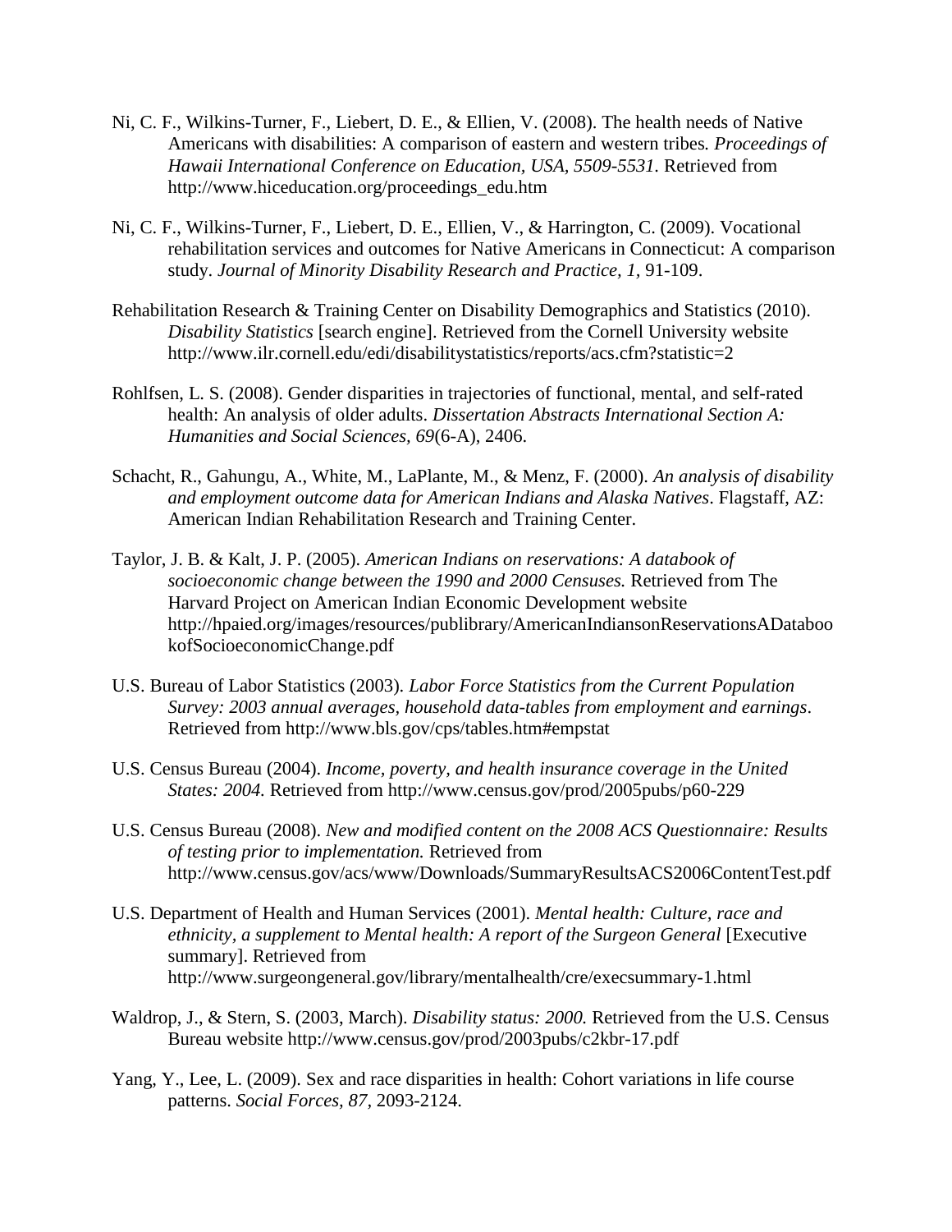Ni, C. F., Wilkins-Turner, F., Liebert, D. E., & Ellien, V. (2008). The health needs of Native Americans with disabilities: A comparison of eastern and western tribes*. Proceedings of Hawaii International Conference on Education, USA, 5509-5531.* Retrieved from http://www.hiceducation.org/proceedings_edu.htm

Ni, C. F., Wilkins-Turner, F., Liebert, D. E., Ellien, V., & Harrington, C. (2009). Vocational rehabilitation services and outcomes for Native Americans in Connecticut: A comparison study. *Journal of Minority Disability Research and Practice, 1*, 91-109.

Rehabilitation Research & Training Center on Disability Demographics and Statistics (2010). *Disability Statistics* [search engine]. Retrieved from the Cornell University website http://www.ilr.cornell.edu/edi/disabilitystatistics/reports/acs.cfm?statistic=2

Rohlfsen, L. S. (2008). Gender disparities in trajectories of functional, mental, and self-rated health: An analysis of older adults. *Dissertation Abstracts International Section A: Humanities and Social Sciences, 69*(6-A), 2406.

Schacht, R., Gahungu, A., White, M., LaPlante, M., & Menz, F. (2000). *An analysis of disability and employment outcome data for American Indians and Alaska Natives*. Flagstaff, AZ: American Indian Rehabilitation Research and Training Center.

Taylor, J. B. & Kalt, J. P. (2005). *American Indians on reservations: A databook of socioeconomic change between the 1990 and 2000 Censuses.* Retrieved from The Harvard Project on American Indian Economic Development website http://hpaied.org/images/resources/publibrary/AmericanIndiansonReservationsADatabookofSocioeconomicChange.pdf

U.S. Bureau of Labor Statistics (2003). *Labor Force Statistics from the Current Population Survey: 2003 annual averages, household data-tables from employment and earnings*. Retrieved from http://www.bls.gov/cps/tables.htm#empstat

U.S. Census Bureau (2004). *Income, poverty, and health insurance coverage in the United States: 2004.* Retrieved from http://www.census.gov/prod/2005pubs/p60-229

U.S. Census Bureau (2008). *New and modified content on the 2008 ACS Questionnaire: Results of testing prior to implementation.* Retrieved from http://www.census.gov/acs/www/Downloads/SummaryResultsACS2006ContentTest.pdf

U.S. Department of Health and Human Services (2001). *Mental health: Culture, race and ethnicity, a supplement to Mental health: A report of the Surgeon General* [Executive summary]. Retrieved from http://www.surgeongeneral.gov/library/mentalhealth/cre/execsummary-1.html

Waldrop, J., & Stern, S. (2003, March). *Disability status: 2000.* Retrieved from the U.S. Census Bureau website http://www.census.gov/prod/2003pubs/c2kbr-17.pdf

Yang, Y., Lee, L. (2009). Sex and race disparities in health: Cohort variations in life course patterns. *Social Forces, 87*, 2093-2124.